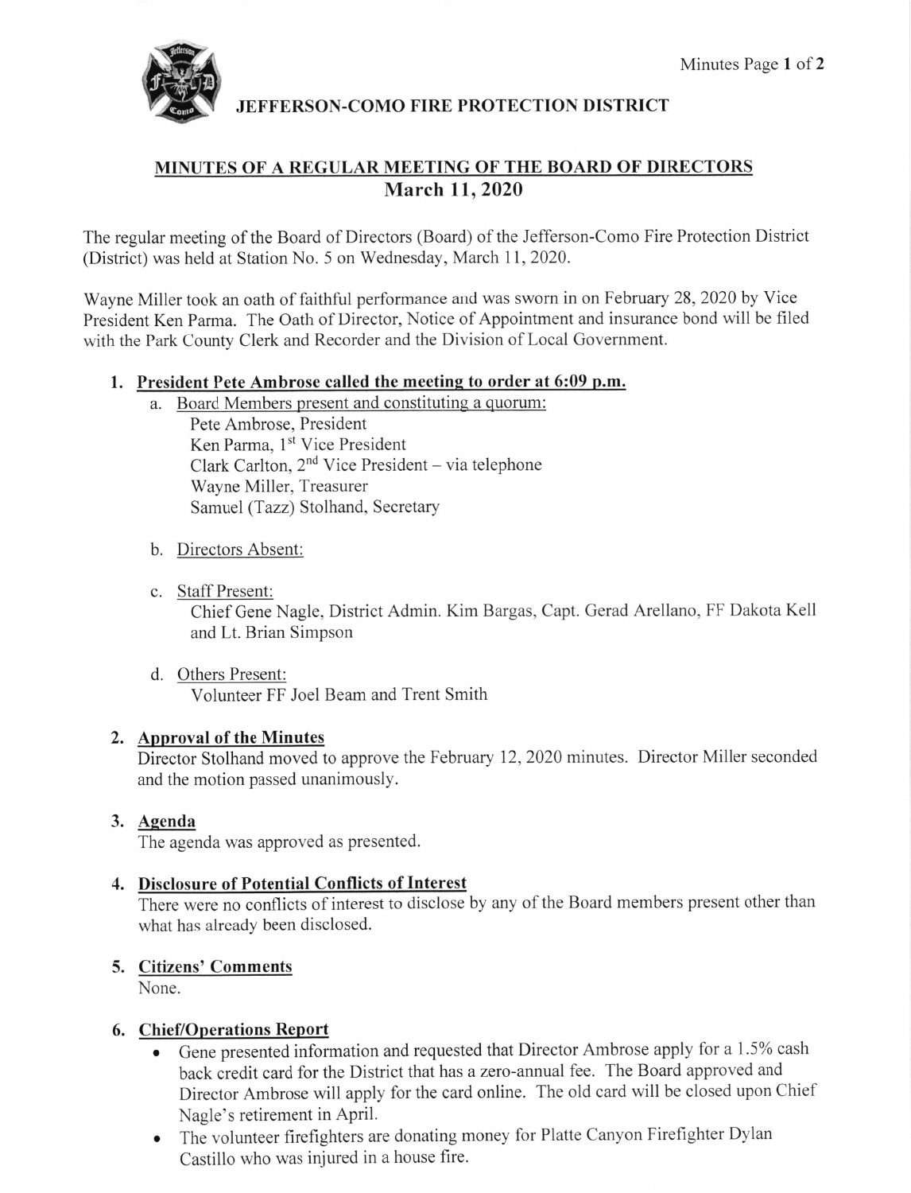# JEFFERSON-COMO FIRE PROTECTION DISTRICT

## MINUTES OF A REGULAR MEETING OF THE BOARD OF DIRECTORS
## March 11, 2020

The regular meeting of the Board of Directors (Board) of the Jefferson-Como Fire Protection District (District) was held at Station No. 5 on Wednesday, March 11, 2020.

Wayne Miller took an oath of faithful performance and was sworn in on February 28, 2020 by Vice President Ken Parma. The Oath of Director, Notice of Appointment and insurance bond will be filed with the Park County Clerk and Recorder and the Division of Local Government.

1. **President Pete Ambrose called the meeting to order at 6:09 p.m.**
   a. Board Members present and constituting a quorum:
      Pete Ambrose, President
      Ken Parma, 1st Vice President
      Clark Carlton, 2nd Vice President – via telephone
      Wayne Miller, Treasurer
      Samuel (Tazz) Stolhand, Secretary

   b. Directors Absent:

   c. Staff Present:
      Chief Gene Nagle, District Admin. Kim Bargas, Capt. Gerad Arellano, FF Dakota Kell and Lt. Brian Simpson

   d. Others Present:
      Volunteer FF Joel Beam and Trent Smith

2. **Approval of the Minutes**
   Director Stolhand moved to approve the February 12, 2020 minutes. Director Miller seconded and the motion passed unanimously.

3. **Agenda**
   The agenda was approved as presented.

4. **Disclosure of Potential Conflicts of Interest**
   There were no conflicts of interest to disclose by any of the Board members present other than what has already been disclosed.

5. **Citizens' Comments**
   None.

6. **Chief/Operations Report**
   - Gene presented information and requested that Director Ambrose apply for a 1.5% cash back credit card for the District that has a zero-annual fee. The Board approved and Director Ambrose will apply for the card online. The old card will be closed upon Chief Nagle's retirement in April.
   - The volunteer firefighters are donating money for Platte Canyon Firefighter Dylan Castillo who was injured in a house fire.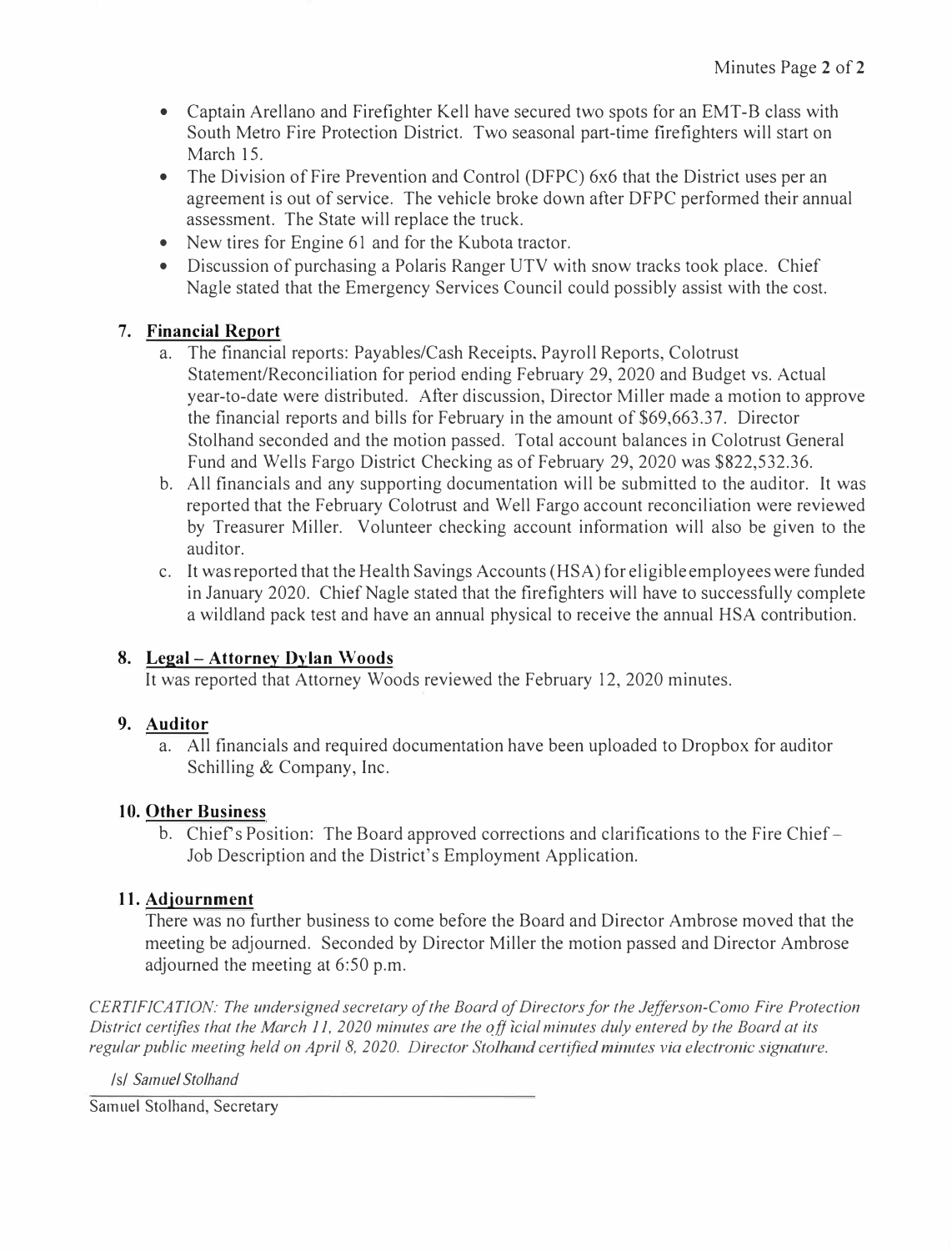- Captain Arellano and Firefighter Kell have secured two spots for an EMT-B class with South Metro Fire Protection District. Two seasonal part-time firefighters will start on March 15.
- The Division of Fire Prevention and Control (DFPC) 6x6 that the District uses per an agreement is out of service. The vehicle broke down after DFPC performed their annual assessment. The State will replace the truck.
- New tires for Engine 61 and for the Kubota tractor.
- Discussion of purchasing a Polaris Ranger UTV with snow tracks took place. Chief Nagle stated that the Emergency Services Council could possibly assist with the cost.

## 7. Financial Report

a. The financial reports: Payables/Cash Receipts, Payroll Reports, Colotrust Statement/Reconciliation for period ending February 29, 2020 and Budget vs. Actual year-to-date were distributed. After discussion, Director Miller made a motion to approve the financial reports and bills for February in the amount of $69,663.37. Director Stolhand seconded and the motion passed. Total account balances in Colotrust General Fund and Wells Fargo District Checking as of February 29, 2020 was $822,532.36.

b. All financials and any supporting documentation will be submitted to the auditor. It was reported that the February Colotrust and Well Fargo account reconciliation were reviewed by Treasurer Miller. Volunteer checking account information will also be given to the auditor.

c. It was reported that the Health Savings Accounts (HSA) for eligible employees were funded in January 2020. Chief Nagle stated that the firefighters will have to successfully complete a wildland pack test and have an annual physical to receive the annual HSA contribution.

## 8. Legal – Attorney Dylan Woods

It was reported that Attorney Woods reviewed the February 12, 2020 minutes.

## 9. Auditor

a. All financials and required documentation have been uploaded to Dropbox for auditor Schilling & Company, Inc.

## 10. Other Business

b. Chief's Position: The Board approved corrections and clarifications to the Fire Chief – Job Description and the District's Employment Application.

## 11. Adjournment

There was no further business to come before the Board and Director Ambrose moved that the meeting be adjourned. Seconded by Director Miller the motion passed and Director Ambrose adjourned the meeting at 6:50 p.m.

*CERTIFICATION: The undersigned secretary of the Board of Directors for the Jefferson-Como Fire Protection District certifies that the March 11, 2020 minutes are the official minutes duly entered by the Board at its regular public meeting held on April 8, 2020. Director Stolhand certified minutes via electronic signature.*

*/s/ Samuel Stolhand*

Samuel Stolhand, Secretary